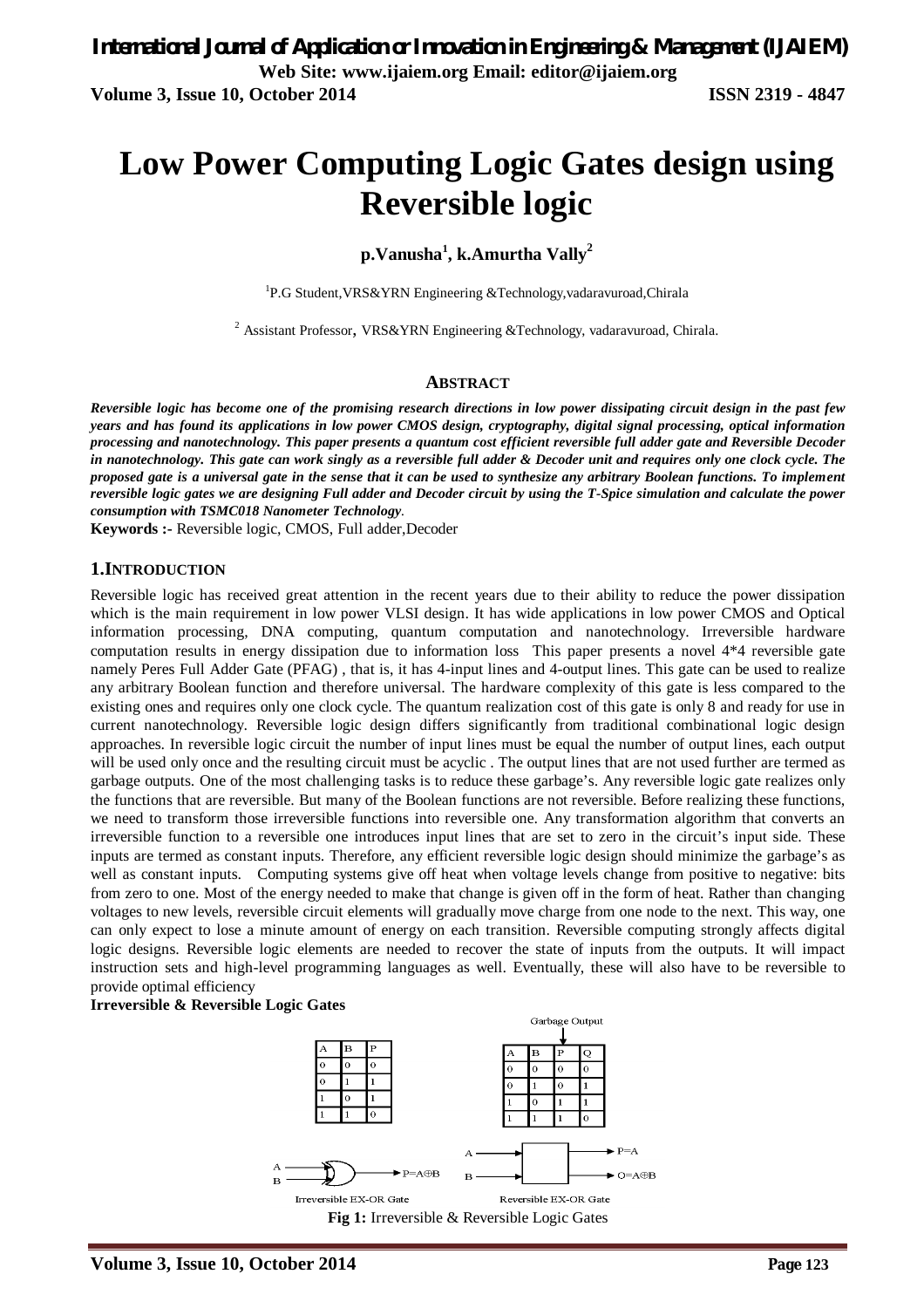# Low Power Computing Logic Gates design using Reversible logic

**p.Vanusha[1], k.Amurtha Vally[2]**

[1]P.G Student,VRS&YRN Engineering &Technology,vadaravuroad,Chirala

[2] Assistant Professor, VRS&YRN Engineering &Technology, vadaravuroad, Chirala.

## ABSTRACT

***Reversible logic has become one of the promising research directions in low power dissipating circuit design in the past few years and has found its applications in low power CMOS design, cryptography, digital signal processing, optical information processing and nanotechnology. This paper presents a quantum cost efficient reversible full adder gate and Reversible Decoder in nanotechnology. This gate can work singly as a reversible full adder & Decoder unit and requires only one clock cycle. The proposed gate is a universal gate in the sense that it can be used to synthesize any arbitrary Boolean functions. To implement reversible logic gates we are designing Full adder and Decoder circuit by using the T-Spice simulation and calculate the power consumption with TSMC018 Nanometer Technology.***

**Keywords :-** Reversible logic, CMOS, Full adder,Decoder

## 1.INTRODUCTION

Reversible logic has received great attention in the recent years due to their ability to reduce the power dissipation which is the main requirement in low power VLSI design. It has wide applications in low power CMOS and Optical information processing, DNA computing, quantum computation and nanotechnology. Irreversible hardware computation results in energy dissipation due to information loss This paper presents a novel 4*4 reversible gate namely Peres Full Adder Gate (PFAG) , that is, it has 4-input lines and 4-output lines. This gate can be used to realize any arbitrary Boolean function and therefore universal. The hardware complexity of this gate is less compared to the existing ones and requires only one clock cycle. The quantum realization cost of this gate is only 8 and ready for use in current nanotechnology. Reversible logic design differs significantly from traditional combinational logic design approaches. In reversible logic circuit the number of input lines must be equal the number of output lines, each output will be used only once and the resulting circuit must be acyclic . The output lines that are not used further are termed as garbage outputs. One of the most challenging tasks is to reduce these garbage's. Any reversible logic gate realizes only the functions that are reversible. But many of the Boolean functions are not reversible. Before realizing these functions, we need to transform those irreversible functions into reversible one. Any transformation algorithm that converts an irreversible function to a reversible one introduces input lines that are set to zero in the circuit's input side. These inputs are termed as constant inputs. Therefore, any efficient reversible logic design should minimize the garbage's as well as constant inputs. Computing systems give off heat when voltage levels change from positive to negative: bits from zero to one. Most of the energy needed to make that change is given off in the form of heat. Rather than changing voltages to new levels, reversible circuit elements will gradually move charge from one node to the next. This way, one can only expect to lose a minute amount of energy on each transition. Reversible computing strongly affects digital logic designs. Reversible logic elements are needed to recover the state of inputs from the outputs. It will impact instruction sets and high-level programming languages as well. Eventually, these will also have to be reversible to provide optimal efficiency

**Irreversible & Reversible Logic Gates**

| A | B | P |
|---|---|---|
| 0 | 0 | 0 |
| 0 | 1 | 1 |
| 1 | 0 | 1 |
| 1 | 1 | 0 |

Garbage Output

| A | B | P | Q |
|---|---|---|---|
| 0 | 0 | 0 | 0 |
| 0 | 1 | 0 | 1 |
| 1 | 0 | 1 | 1 |
| 1 | 1 | 1 | 0 |

A, B → $P = A \oplus B$ (Irreversible EX-OR Gate)

A, B → $P = A$, $Q = A \oplus B$ (Reversible EX-OR Gate)

**Fig 1:** Irreversible & Reversible Logic Gates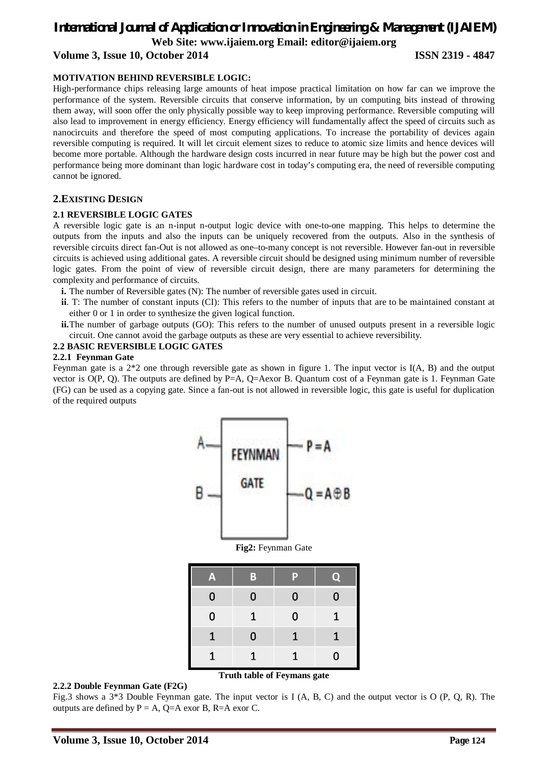**MOTIVATION BEHIND REVERSIBLE LOGIC:**

High-performance chips releasing large amounts of heat impose practical limitation on how far can we improve the performance of the system. Reversible circuits that conserve information, by un computing bits instead of throwing them away, will soon offer the only physically possible way to keep improving performance. Reversible computing will also lead to improvement in energy efficiency. Energy efficiency will fundamentally affect the speed of circuits such as nanocircuits and therefore the speed of most computing applications. To increase the portability of devices again reversible computing is required. It will let circuit element sizes to reduce to atomic size limits and hence devices will become more portable. Although the hardware design costs incurred in near future may be high but the power cost and performance being more dominant than logic hardware cost in today's computing era, the need of reversible computing cannot be ignored.

## 2.EXISTING DESIGN

### 2.1 REVERSIBLE LOGIC GATES

A reversible logic gate is an n-input n-output logic device with one-to-one mapping. This helps to determine the outputs from the inputs and also the inputs can be uniquely recovered from the outputs. Also in the synthesis of reversible circuits direct fan-Out is not allowed as one–to-many concept is not reversible. However fan-out in reversible circuits is achieved using additional gates. A reversible circuit should be designed using minimum number of reversible logic gates. From the point of view of reversible circuit design, there are many parameters for determining the complexity and performance of circuits.

**i.** The number of Reversible gates (N): The number of reversible gates used in circuit.

**ii**. T: The number of constant inputs (CI): This refers to the number of inputs that are to be maintained constant at either 0 or 1 in order to synthesize the given logical function.

**ii.**The number of garbage outputs (GO): This refers to the number of unused outputs present in a reversible logic circuit. One cannot avoid the garbage outputs as these are very essential to achieve reversibility.

### 2.2 BASIC REVERSIBLE LOGIC GATES

#### 2.2.1 Feynman Gate

Feynman gate is a 2*2 one through reversible gate as shown in figure 1. The input vector is I(A, B) and the output vector is O(P, Q). The outputs are defined by P=A, Q=Aexor B. Quantum cost of a Feynman gate is 1. Feynman Gate (FG) can be used as a copying gate. Since a fan-out is not allowed in reversible logic, this gate is useful for duplication of the required outputs

A — FEYNMAN GATE — $P = A$

B — — $Q = A \oplus B$

**Fig2:** Feynman Gate

| A | B | P | Q |
|---|---|---|---|
| 0 | 0 | 0 | 0 |
| 0 | 1 | 0 | 1 |
| 1 | 0 | 1 | 1 |
| 1 | 1 | 1 | 0 |

**Truth table of Feymans gate**

#### 2.2.2 Double Feynman Gate (F2G)

Fig.3 shows a 3*3 Double Feynman gate. The input vector is I (A, B, C) and the output vector is O (P, Q, R). The outputs are defined by P = A, Q=A exor B, R=A exor C.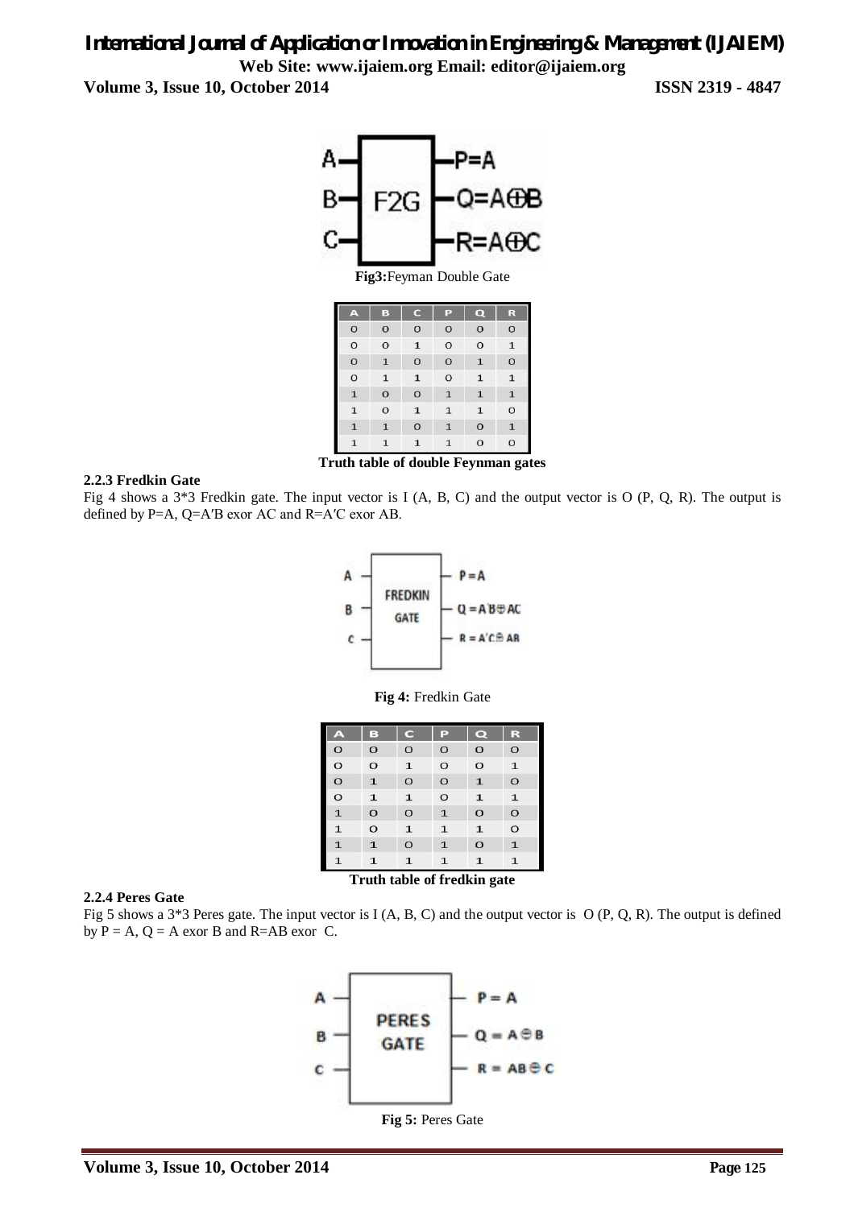Fig3: Feyman Double Gate

| A | B | C | P | Q | R |
|---|---|---|---|---|---|
| 0 | 0 | 0 | 0 | 0 | 0 |
| 0 | 0 | 1 | 0 | 0 | 1 |
| 0 | 1 | 0 | 0 | 1 | 0 |
| 0 | 1 | 1 | 0 | 1 | 1 |
| 1 | 0 | 0 | 1 | 1 | 1 |
| 1 | 0 | 1 | 1 | 1 | 0 |
| 1 | 1 | 0 | 1 | 0 | 1 |
| 1 | 1 | 1 | 1 | 0 | 0 |

**Truth table of double Feynman gates**

### 2.2.3 Fredkin Gate

Fig 4 shows a 3*3 Fredkin gate. The input vector is I (A, B, C) and the output vector is O (P, Q, R). The output is defined by P=A, Q=A′B exor AC and R=A′C exor AB.

**Fig 4:** Fredkin Gate

| A | B | C | P | Q | R |
|---|---|---|---|---|---|
| 0 | 0 | 0 | 0 | 0 | 0 |
| 0 | 0 | 1 | 0 | 0 | 1 |
| 0 | 1 | 0 | 0 | 1 | 0 |
| 0 | 1 | 1 | 0 | 1 | 1 |
| 1 | 0 | 0 | 1 | 0 | 0 |
| 1 | 0 | 1 | 1 | 1 | 0 |
| 1 | 1 | 0 | 1 | 0 | 1 |
| 1 | 1 | 1 | 1 | 1 | 1 |

**Truth table of fredkin gate**

### 2.2.4 Peres Gate

Fig 5 shows a 3*3 Peres gate. The input vector is I (A, B, C) and the output vector is O (P, Q, R). The output is defined by P = A, Q = A exor B and R=AB exor C.

**Fig 5:** Peres Gate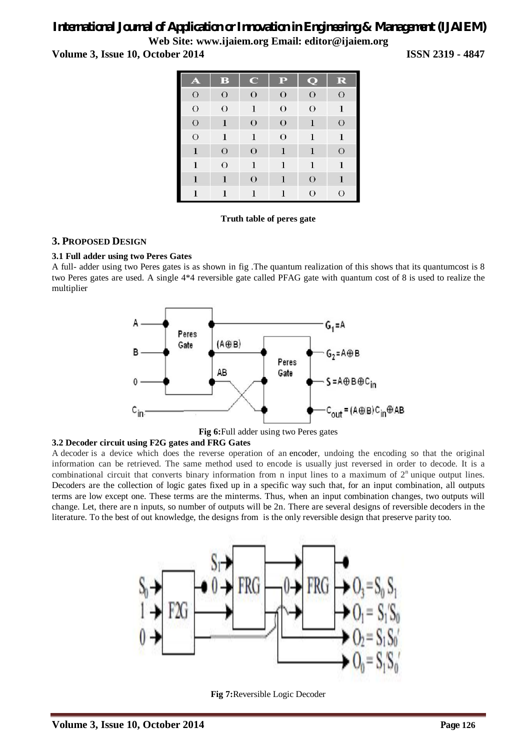| A | B | C | P | Q | R |
|---|---|---|---|---|---|
| 0 | 0 | 0 | 0 | 0 | 0 |
| 0 | 0 | 1 | 0 | 0 | 1 |
| 0 | 1 | 0 | 0 | 1 | 0 |
| 0 | 1 | 1 | 0 | 1 | 1 |
| 1 | 0 | 0 | 1 | 1 | 0 |
| 1 | 0 | 1 | 1 | 1 | 1 |
| 1 | 1 | 0 | 1 | 0 | 1 |
| 1 | 1 | 1 | 1 | 0 | 0 |

**Truth table of peres gate**

## 3. PROPOSED DESIGN

### 3.1 Full adder using two Peres Gates

A full- adder using two Peres gates is as shown in fig .The quantum realization of this shows that its quantumcost is 8 two Peres gates are used. A single 4*4 reversible gate called PFAG gate with quantum cost of 8 is used to realize the multiplier

**Fig 6:** Full adder using two Peres gates

### 3.2 Decoder circuit using F2G gates and FRG Gates

A decoder is a device which does the reverse operation of an encoder, undoing the encoding so that the original information can be retrieved. The same method used to encode is usually just reversed in order to decode. It is a combinational circuit that converts binary information from n input lines to a maximum of $2^n$ unique output lines. Decoders are the collection of logic gates fixed up in a specific way such that, for an input combination, all outputs terms are low except one. These terms are the minterms. Thus, when an input combination changes, two outputs will change. Let, there are n inputs, so number of outputs will be 2n. There are several designs of reversible decoders in the literature. To the best of out knowledge, the designs from is the only reversible design that preserve parity too.

**Fig 7:** Reversible Logic Decoder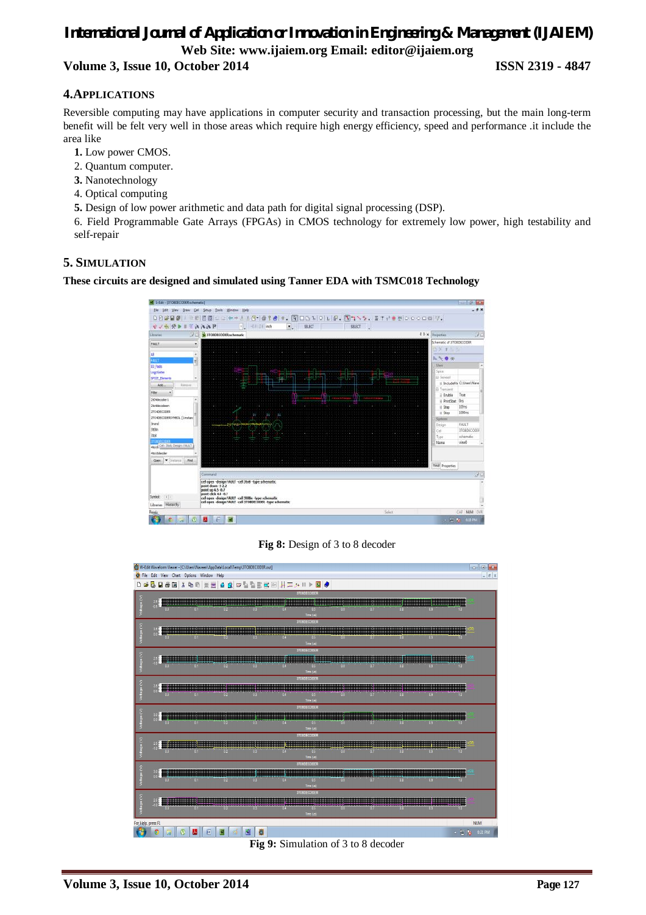## 4. APPLICATIONS

Reversible computing may have applications in computer security and transaction processing, but the main long-term benefit will be felt very well in those areas which require high energy efficiency, speed and performance .it include the area like

1. Low power CMOS.
2. Quantum computer.
3. Nanotechnology
4. Optical computing
5. Design of low power arithmetic and data path for digital signal processing (DSP).
6. Field Programmable Gate Arrays (FPGAs) in CMOS technology for extremely low power, high testability and self-repair

## 5. SIMULATION

**These circuits are designed and simulated using Tanner EDA with TSMC018 Technology**

**Fig 8:** Design of 3 to 8 decoder

**Fig 9:** Simulation of 3 to 8 decoder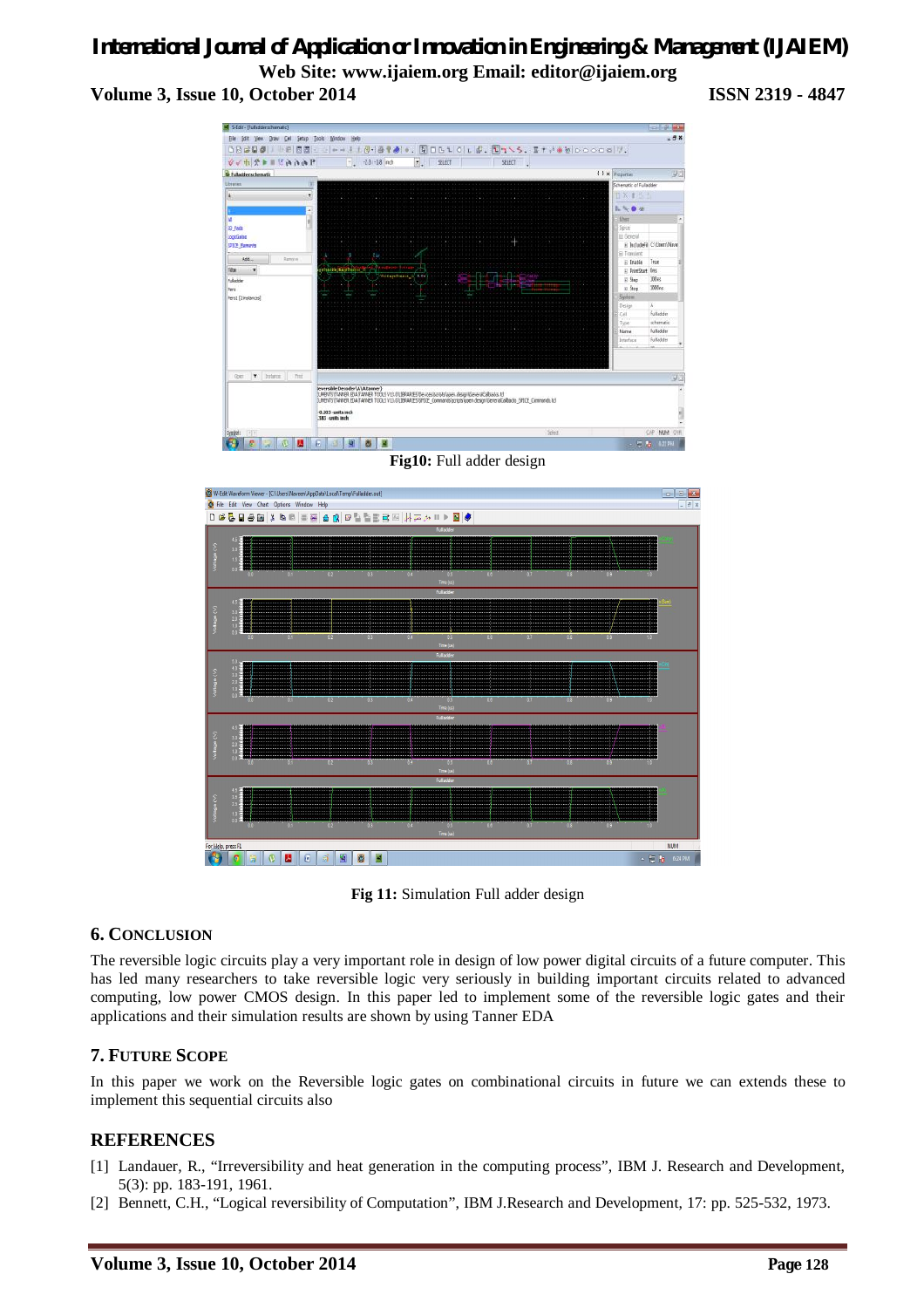Fig10: Full adder design

Fig 11: Simulation Full adder design

## 6. Conclusion

The reversible logic circuits play a very important role in design of low power digital circuits of a future computer. This has led many researchers to take reversible logic very seriously in building important circuits related to advanced computing, low power CMOS design. In this paper led to implement some of the reversible logic gates and their applications and their simulation results are shown by using Tanner EDA

## 7. Future Scope

In this paper we work on the Reversible logic gates on combinational circuits in future we can extends these to implement this sequential circuits also

## REFERENCES

[1] Landauer, R., "Irreversibility and heat generation in the computing process", IBM J. Research and Development, 5(3): pp. 183-191, 1961.

[2] Bennett, C.H., "Logical reversibility of Computation", IBM J.Research and Development, 17: pp. 525-532, 1973.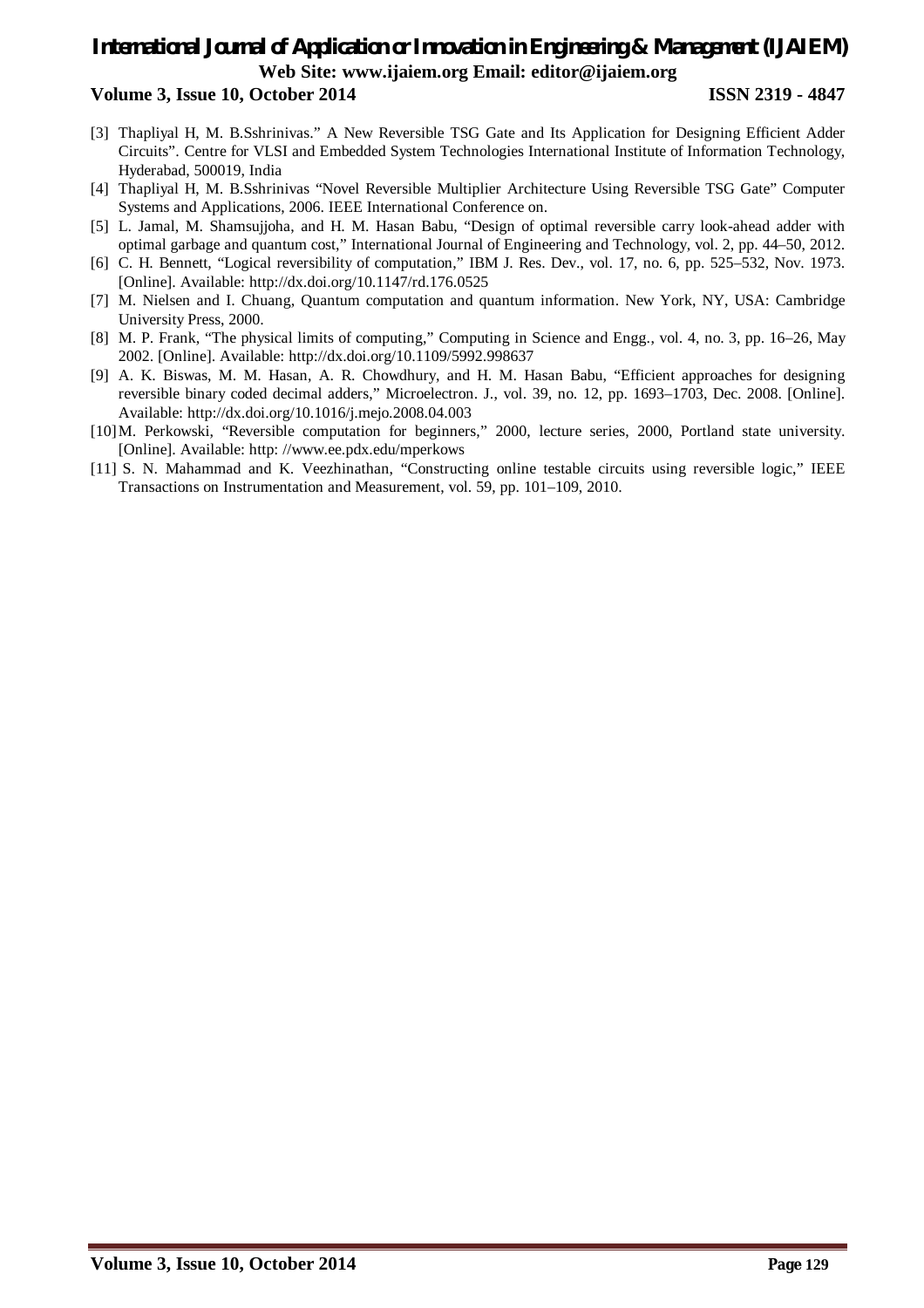[3] Thapliyal H, M. B.Sshrinivas." A New Reversible TSG Gate and Its Application for Designing Efficient Adder Circuits". Centre for VLSI and Embedded System Technologies International Institute of Information Technology, Hyderabad, 500019, India

[4] Thapliyal H, M. B.Sshrinivas "Novel Reversible Multiplier Architecture Using Reversible TSG Gate" Computer Systems and Applications, 2006. IEEE International Conference on.

[5] L. Jamal, M. Shamsujjoha, and H. M. Hasan Babu, "Design of optimal reversible carry look-ahead adder with optimal garbage and quantum cost," International Journal of Engineering and Technology, vol. 2, pp. 44–50, 2012.

[6] C. H. Bennett, "Logical reversibility of computation," IBM J. Res. Dev., vol. 17, no. 6, pp. 525–532, Nov. 1973. [Online]. Available: http://dx.doi.org/10.1147/rd.176.0525

[7] M. Nielsen and I. Chuang, Quantum computation and quantum information. New York, NY, USA: Cambridge University Press, 2000.

[8] M. P. Frank, "The physical limits of computing," Computing in Science and Engg., vol. 4, no. 3, pp. 16–26, May 2002. [Online]. Available: http://dx.doi.org/10.1109/5992.998637

[9] A. K. Biswas, M. M. Hasan, A. R. Chowdhury, and H. M. Hasan Babu, "Efficient approaches for designing reversible binary coded decimal adders," Microelectron. J., vol. 39, no. 12, pp. 1693–1703, Dec. 2008. [Online]. Available: http://dx.doi.org/10.1016/j.mejo.2008.04.003

[10] M. Perkowski, "Reversible computation for beginners," 2000, lecture series, 2000, Portland state university. [Online]. Available: http: //www.ee.pdx.edu/mperkows

[11] S. N. Mahammad and K. Veezhinathan, "Constructing online testable circuits using reversible logic," IEEE Transactions on Instrumentation and Measurement, vol. 59, pp. 101–109, 2010.